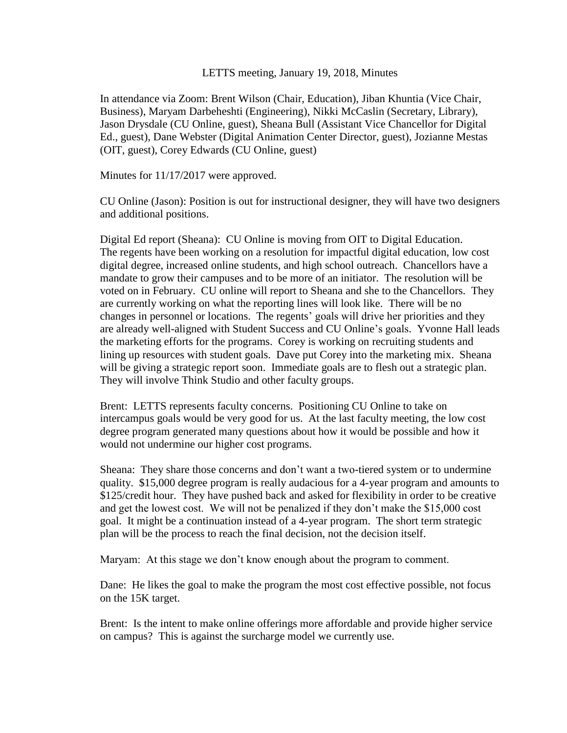# LETTS meeting, January 19, 2018, Minutes

In attendance via Zoom: Brent Wilson (Chair, Education), Jiban Khuntia (Vice Chair, Business), Maryam Darbeheshti (Engineering), Nikki McCaslin (Secretary, Library), Jason Drysdale (CU Online, guest), Sheana Bull (Assistant Vice Chancellor for Digital Ed., guest), Dane Webster (Digital Animation Center Director, guest), Jozianne Mestas (OIT, guest), Corey Edwards (CU Online, guest)

Minutes for 11/17/2017 were approved.

CU Online (Jason): Position is out for instructional designer, they will have two designers and additional positions.

Digital Ed report (Sheana): CU Online is moving from OIT to Digital Education. The regents have been working on a resolution for impactful digital education, low cost digital degree, increased online students, and high school outreach. Chancellors have a mandate to grow their campuses and to be more of an initiator. The resolution will be voted on in February. CU online will report to Sheana and she to the Chancellors. They are currently working on what the reporting lines will look like. There will be no changes in personnel or locations. The regents' goals will drive her priorities and they are already well-aligned with Student Success and CU Online's goals. Yvonne Hall leads the marketing efforts for the programs. Corey is working on recruiting students and lining up resources with student goals. Dave put Corey into the marketing mix. Sheana will be giving a strategic report soon. Immediate goals are to flesh out a strategic plan. They will involve Think Studio and other faculty groups.

Brent: LETTS represents faculty concerns. Positioning CU Online to take on intercampus goals would be very good for us. At the last faculty meeting, the low cost degree program generated many questions about how it would be possible and how it would not undermine our higher cost programs.

Sheana: They share those concerns and don't want a two-tiered system or to undermine quality. $15,000 degree program is really audacious for a 4-year program and amounts to $125/credit hour. They have pushed back and asked for flexibility in order to be creative and get the lowest cost. We will not be penalized if they don't make the $15,000 cost goal. It might be a continuation instead of a 4-year program. The short term strategic plan will be the process to reach the final decision, not the decision itself.

Maryam: At this stage we don't know enough about the program to comment.

Dane: He likes the goal to make the program the most cost effective possible, not focus on the 15K target.

Brent: Is the intent to make online offerings more affordable and provide higher service on campus? This is against the surcharge model we currently use.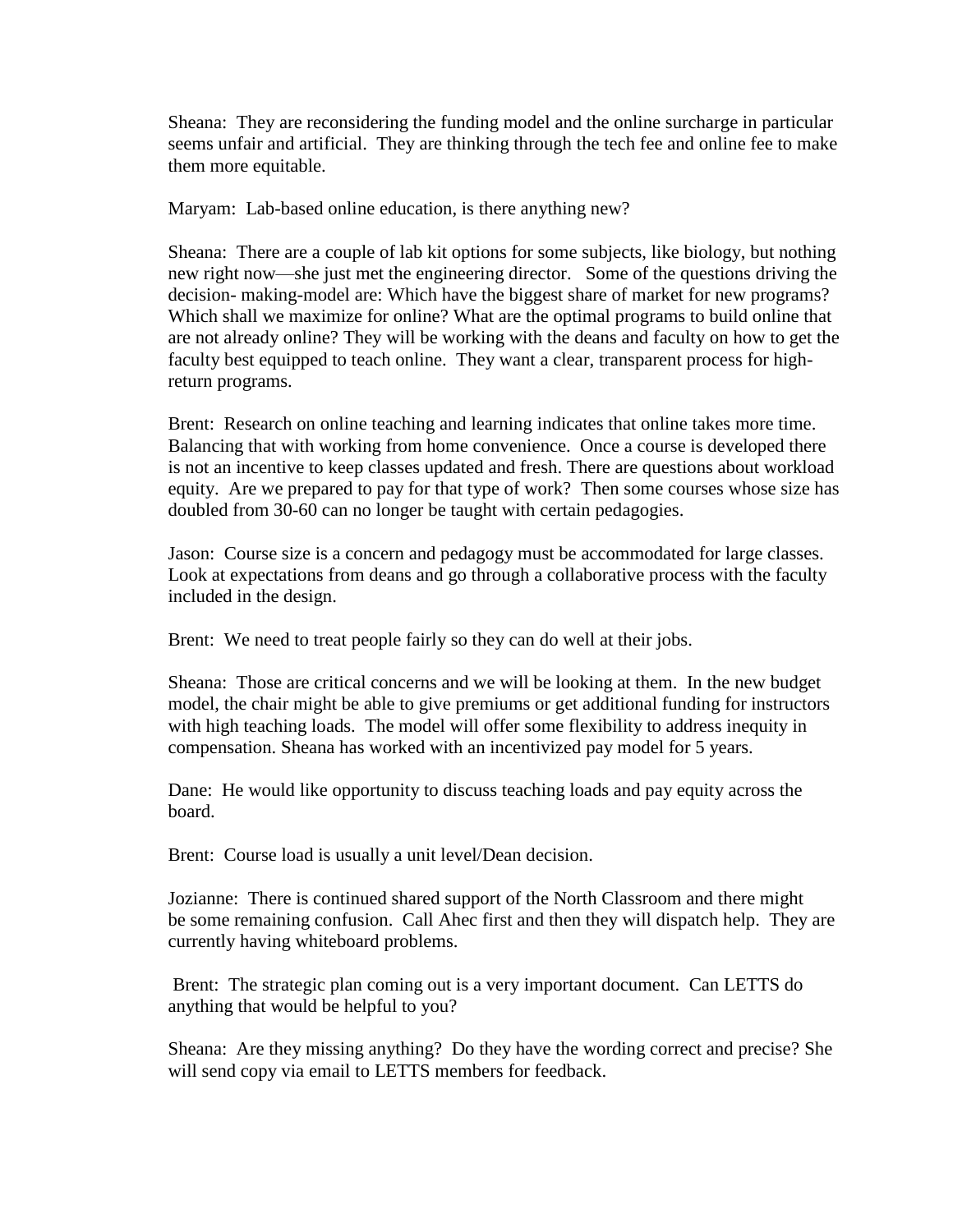Sheana: They are reconsidering the funding model and the online surcharge in particular seems unfair and artificial. They are thinking through the tech fee and online fee to make them more equitable.

Maryam: Lab-based online education, is there anything new?

Sheana: There are a couple of lab kit options for some subjects, like biology, but nothing new right now—she just met the engineering director. Some of the questions driving the decision- making-model are: Which have the biggest share of market for new programs? Which shall we maximize for online? What are the optimal programs to build online that are not already online? They will be working with the deans and faculty on how to get the faculty best equipped to teach online. They want a clear, transparent process for high-return programs.

Brent: Research on online teaching and learning indicates that online takes more time. Balancing that with working from home convenience. Once a course is developed there is not an incentive to keep classes updated and fresh. There are questions about workload equity. Are we prepared to pay for that type of work? Then some courses whose size has doubled from 30-60 can no longer be taught with certain pedagogies.

Jason: Course size is a concern and pedagogy must be accommodated for large classes. Look at expectations from deans and go through a collaborative process with the faculty included in the design.

Brent: We need to treat people fairly so they can do well at their jobs.

Sheana: Those are critical concerns and we will be looking at them. In the new budget model, the chair might be able to give premiums or get additional funding for instructors with high teaching loads. The model will offer some flexibility to address inequity in compensation. Sheana has worked with an incentivized pay model for 5 years.

Dane: He would like opportunity to discuss teaching loads and pay equity across the board.

Brent: Course load is usually a unit level/Dean decision.

Jozianne: There is continued shared support of the North Classroom and there might be some remaining confusion. Call Ahec first and then they will dispatch help. They are currently having whiteboard problems.

Brent: The strategic plan coming out is a very important document. Can LETTS do anything that would be helpful to you?

Sheana: Are they missing anything? Do they have the wording correct and precise? She will send copy via email to LETTS members for feedback.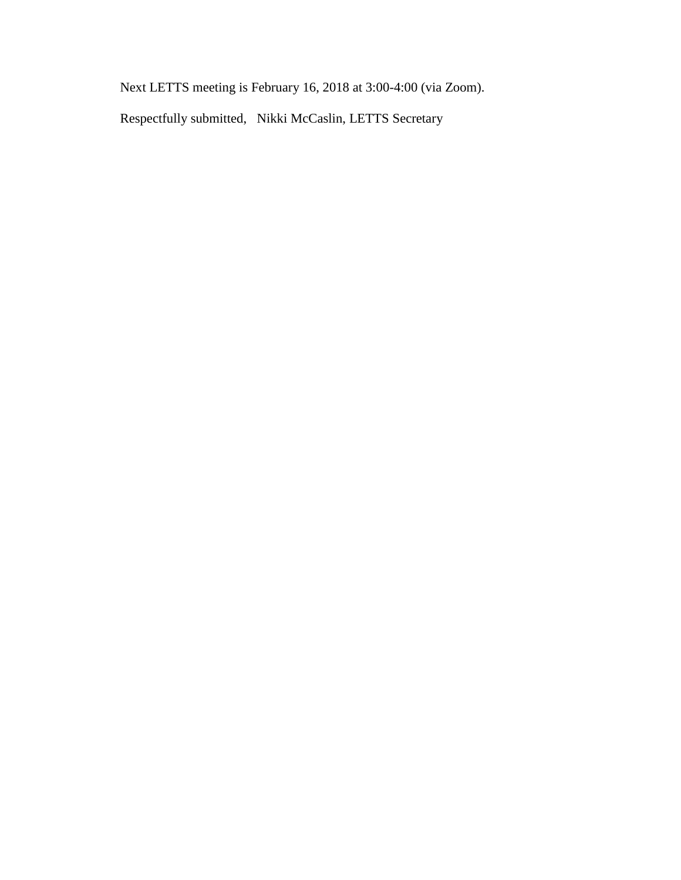Next LETTS meeting is February 16, 2018 at 3:00-4:00 (via Zoom).

Respectfully submitted, Nikki McCaslin, LETTS Secretary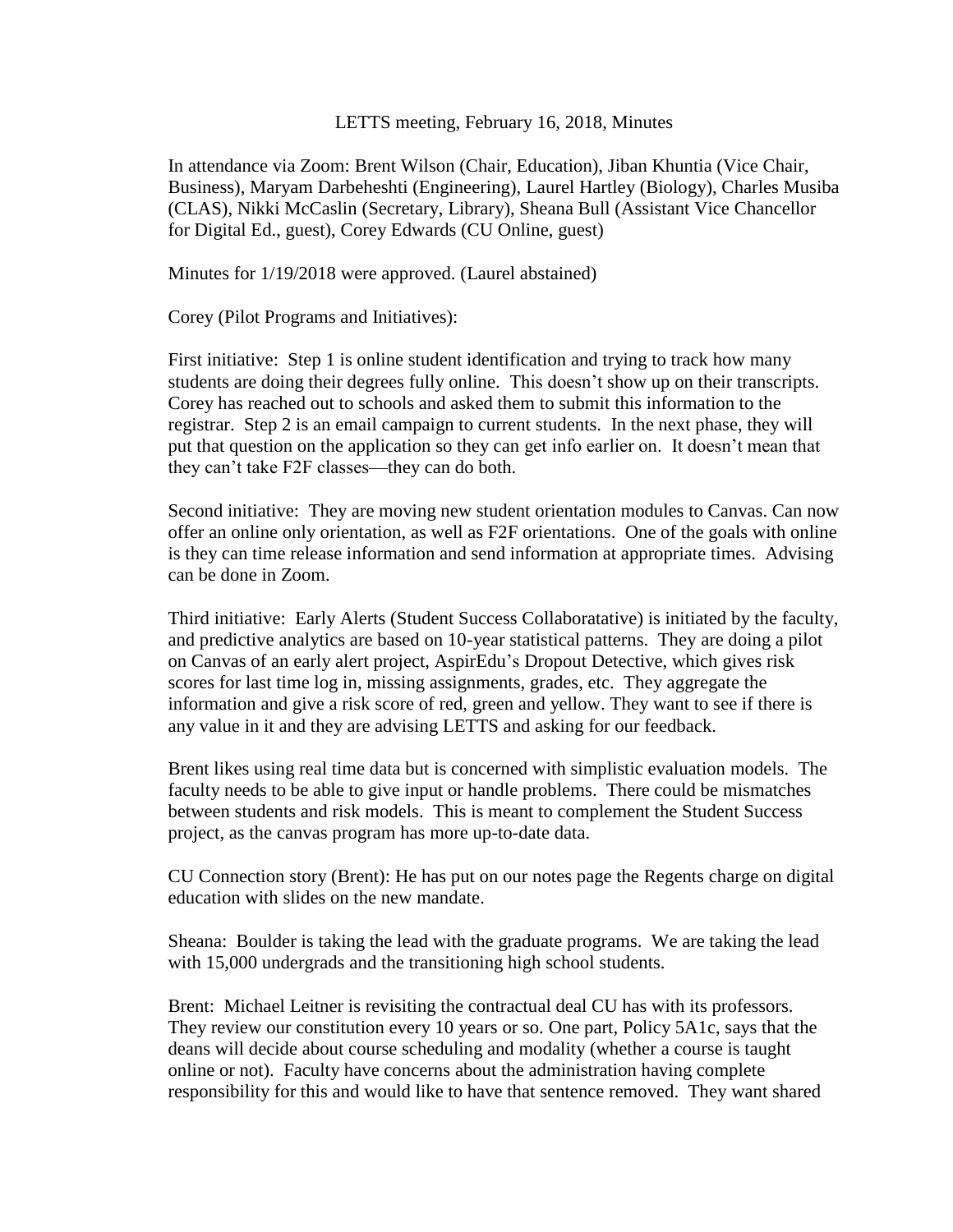LETTS meeting, February 16, 2018, Minutes

In attendance via Zoom: Brent Wilson (Chair, Education), Jiban Khuntia (Vice Chair, Business), Maryam Darbeheshti (Engineering), Laurel Hartley (Biology), Charles Musiba (CLAS), Nikki McCaslin (Secretary, Library), Sheana Bull (Assistant Vice Chancellor for Digital Ed., guest), Corey Edwards (CU Online, guest)

Minutes for 1/19/2018 were approved. (Laurel abstained)

Corey (Pilot Programs and Initiatives):

First initiative: Step 1 is online student identification and trying to track how many students are doing their degrees fully online. This doesn't show up on their transcripts. Corey has reached out to schools and asked them to submit this information to the registrar. Step 2 is an email campaign to current students. In the next phase, they will put that question on the application so they can get info earlier on. It doesn't mean that they can't take F2F classes—they can do both.

Second initiative: They are moving new student orientation modules to Canvas. Can now offer an online only orientation, as well as F2F orientations. One of the goals with online is they can time release information and send information at appropriate times. Advising can be done in Zoom.

Third initiative: Early Alerts (Student Success Collaboratative) is initiated by the faculty, and predictive analytics are based on 10-year statistical patterns. They are doing a pilot on Canvas of an early alert project, AspirEdu's Dropout Detective, which gives risk scores for last time log in, missing assignments, grades, etc. They aggregate the information and give a risk score of red, green and yellow. They want to see if there is any value in it and they are advising LETTS and asking for our feedback.

Brent likes using real time data but is concerned with simplistic evaluation models. The faculty needs to be able to give input or handle problems. There could be mismatches between students and risk models. This is meant to complement the Student Success project, as the canvas program has more up-to-date data.

CU Connection story (Brent): He has put on our notes page the Regents charge on digital education with slides on the new mandate.

Sheana: Boulder is taking the lead with the graduate programs. We are taking the lead with 15,000 undergrads and the transitioning high school students.

Brent: Michael Leitner is revisiting the contractual deal CU has with its professors. They review our constitution every 10 years or so. One part, Policy 5A1c, says that the deans will decide about course scheduling and modality (whether a course is taught online or not). Faculty have concerns about the administration having complete responsibility for this and would like to have that sentence removed. They want shared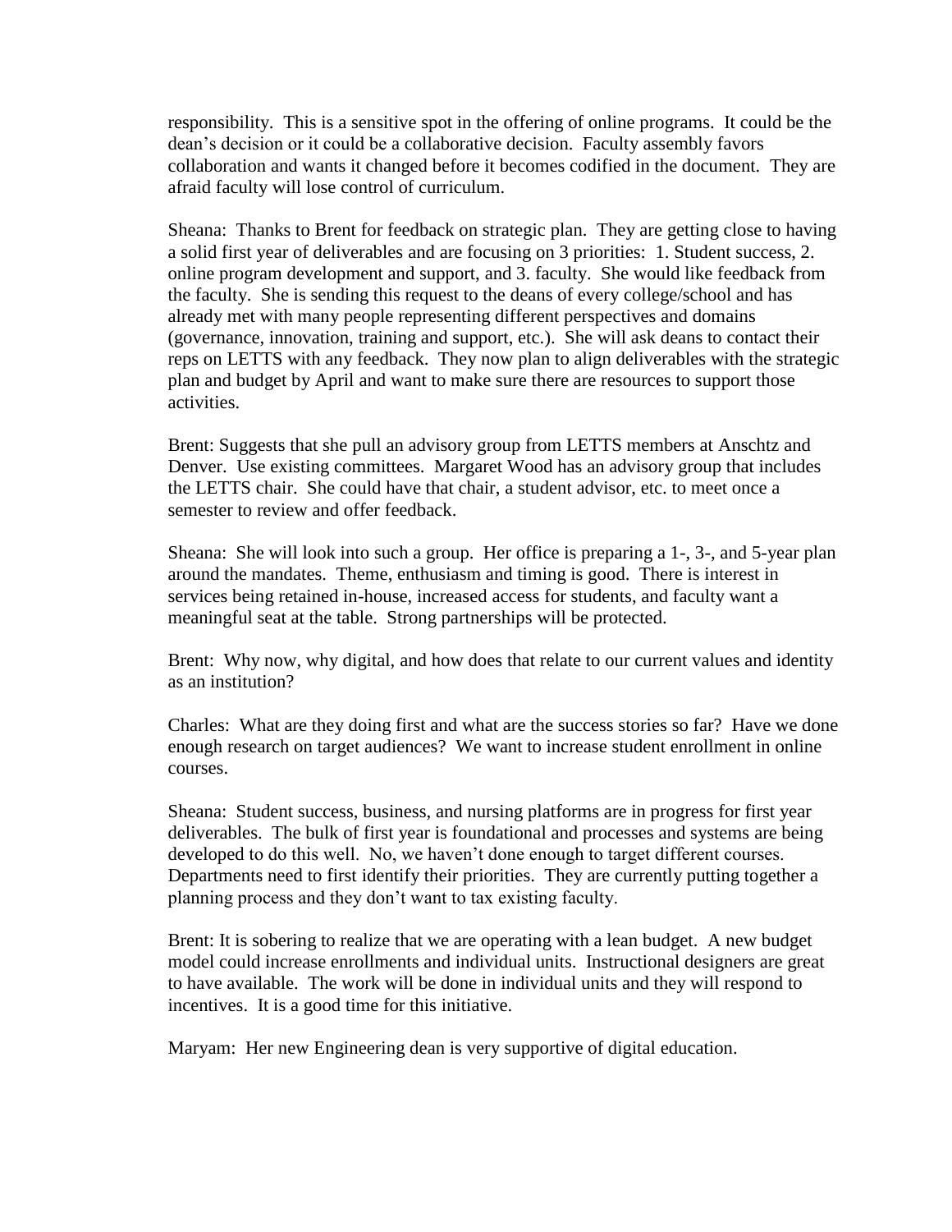responsibility. This is a sensitive spot in the offering of online programs. It could be the dean's decision or it could be a collaborative decision. Faculty assembly favors collaboration and wants it changed before it becomes codified in the document. They are afraid faculty will lose control of curriculum.

Sheana: Thanks to Brent for feedback on strategic plan. They are getting close to having a solid first year of deliverables and are focusing on 3 priorities: 1. Student success, 2. online program development and support, and 3. faculty. She would like feedback from the faculty. She is sending this request to the deans of every college/school and has already met with many people representing different perspectives and domains (governance, innovation, training and support, etc.). She will ask deans to contact their reps on LETTS with any feedback. They now plan to align deliverables with the strategic plan and budget by April and want to make sure there are resources to support those activities.

Brent: Suggests that she pull an advisory group from LETTS members at Anschtz and Denver. Use existing committees. Margaret Wood has an advisory group that includes the LETTS chair. She could have that chair, a student advisor, etc. to meet once a semester to review and offer feedback.

Sheana: She will look into such a group. Her office is preparing a 1-, 3-, and 5-year plan around the mandates. Theme, enthusiasm and timing is good. There is interest in services being retained in-house, increased access for students, and faculty want a meaningful seat at the table. Strong partnerships will be protected.

Brent: Why now, why digital, and how does that relate to our current values and identity as an institution?

Charles: What are they doing first and what are the success stories so far? Have we done enough research on target audiences? We want to increase student enrollment in online courses.

Sheana: Student success, business, and nursing platforms are in progress for first year deliverables. The bulk of first year is foundational and processes and systems are being developed to do this well. No, we haven't done enough to target different courses. Departments need to first identify their priorities. They are currently putting together a planning process and they don't want to tax existing faculty.

Brent: It is sobering to realize that we are operating with a lean budget. A new budget model could increase enrollments and individual units. Instructional designers are great to have available. The work will be done in individual units and they will respond to incentives. It is a good time for this initiative.

Maryam: Her new Engineering dean is very supportive of digital education.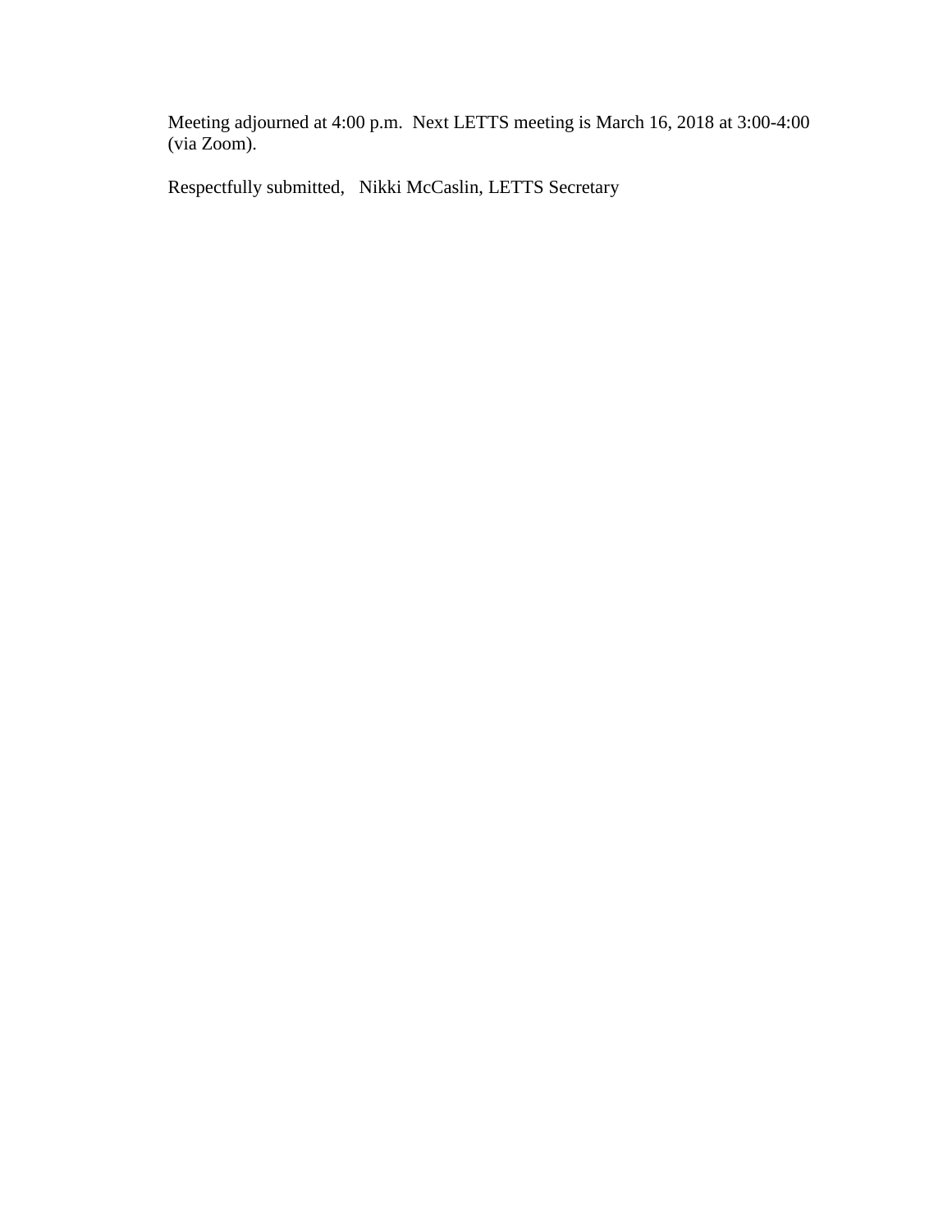Meeting adjourned at 4:00 p.m.  Next LETTS meeting is March 16, 2018 at 3:00-4:00 (via Zoom).

Respectfully submitted,   Nikki McCaslin, LETTS Secretary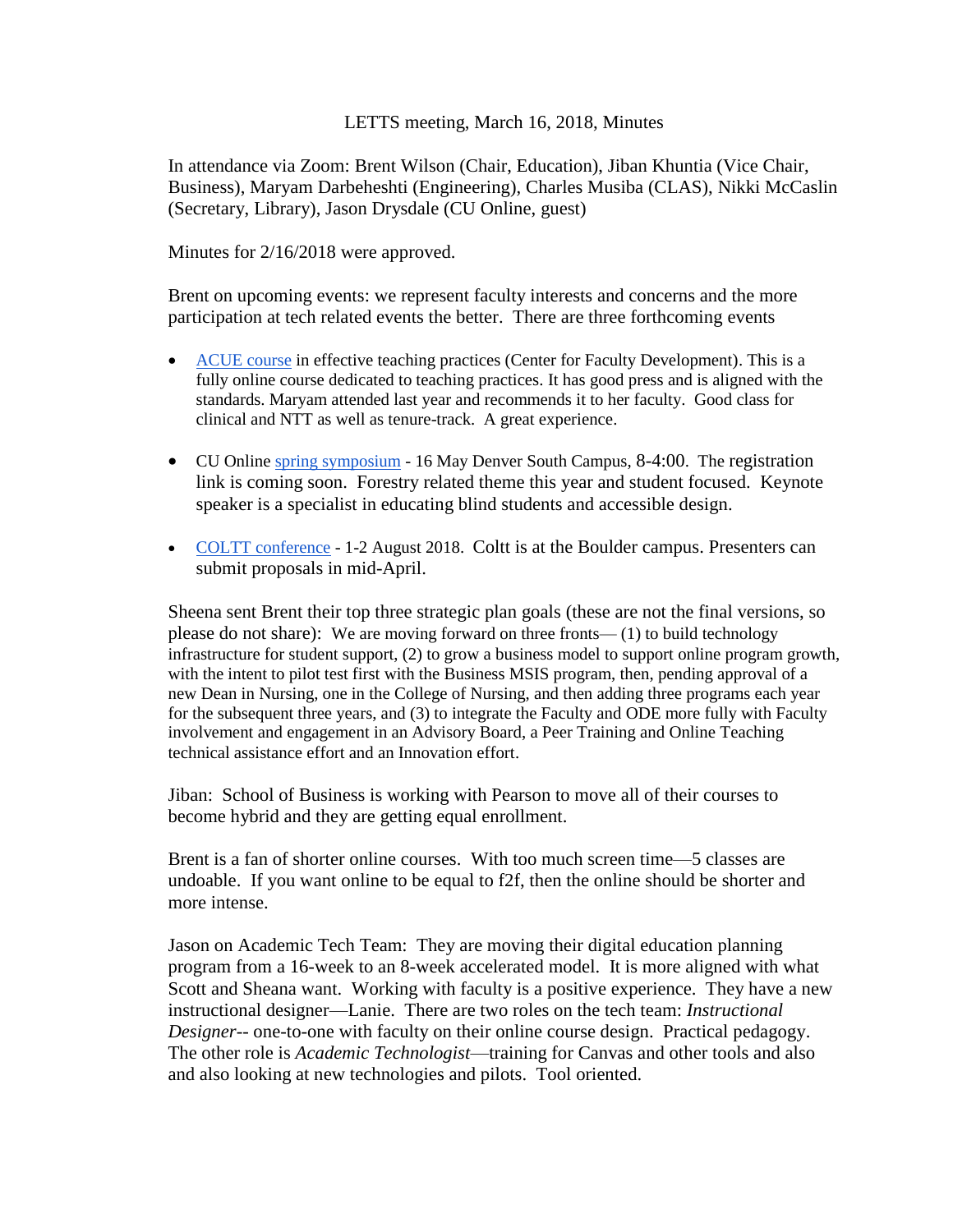LETTS meeting, March 16, 2018, Minutes

In attendance via Zoom: Brent Wilson (Chair, Education), Jiban Khuntia (Vice Chair, Business), Maryam Darbeheshti (Engineering), Charles Musiba (CLAS), Nikki McCaslin (Secretary, Library), Jason Drysdale (CU Online, guest)

Minutes for 2/16/2018 were approved.

Brent on upcoming events: we represent faculty interests and concerns and the more participation at tech related events the better. There are three forthcoming events

- ACUE course in effective teaching practices (Center for Faculty Development). This is a fully online course dedicated to teaching practices. It has good press and is aligned with the standards. Maryam attended last year and recommends it to her faculty. Good class for clinical and NTT as well as tenure-track. A great experience.
- CU Online spring symposium - 16 May Denver South Campus, 8-4:00. The registration link is coming soon. Forestry related theme this year and student focused. Keynote speaker is a specialist in educating blind students and accessible design.
- COLTT conference - 1-2 August 2018. Coltt is at the Boulder campus. Presenters can submit proposals in mid-April.

Sheena sent Brent their top three strategic plan goals (these are not the final versions, so please do not share): We are moving forward on three fronts— (1) to build technology infrastructure for student support, (2) to grow a business model to support online program growth, with the intent to pilot test first with the Business MSIS program, then, pending approval of a new Dean in Nursing, one in the College of Nursing, and then adding three programs each year for the subsequent three years, and (3) to integrate the Faculty and ODE more fully with Faculty involvement and engagement in an Advisory Board, a Peer Training and Online Teaching technical assistance effort and an Innovation effort.

Jiban: School of Business is working with Pearson to move all of their courses to become hybrid and they are getting equal enrollment.

Brent is a fan of shorter online courses. With too much screen time—5 classes are undoable. If you want online to be equal to f2f, then the online should be shorter and more intense.

Jason on Academic Tech Team: They are moving their digital education planning program from a 16-week to an 8-week accelerated model. It is more aligned with what Scott and Sheana want. Working with faculty is a positive experience. They have a new instructional designer—Lanie. There are two roles on the tech team: *Instructional Designer*-- one-to-one with faculty on their online course design. Practical pedagogy. The other role is *Academic Technologist*—training for Canvas and other tools and also and also looking at new technologies and pilots. Tool oriented.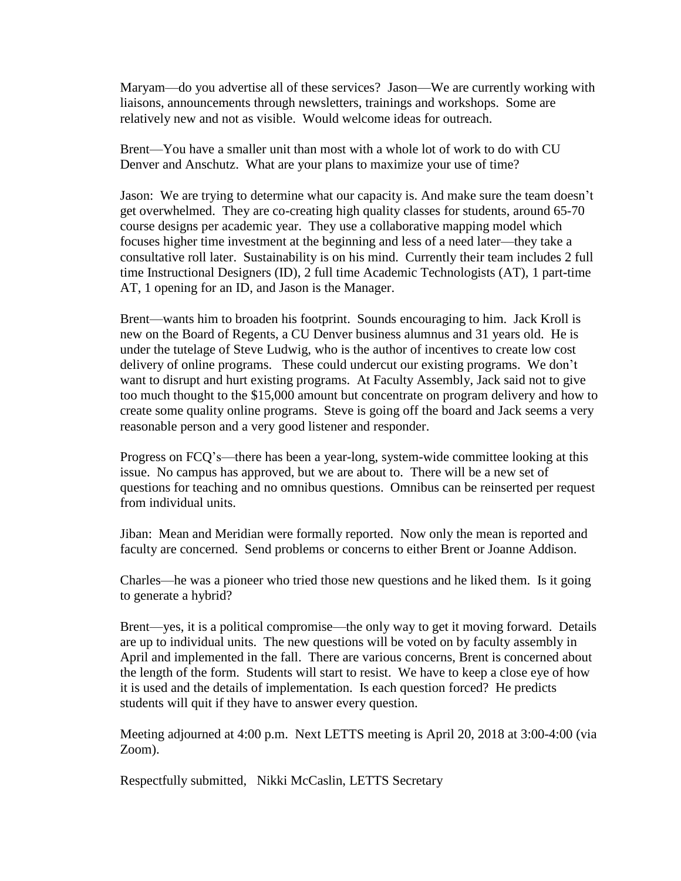Maryam—do you advertise all of these services? Jason—We are currently working with liaisons, announcements through newsletters, trainings and workshops. Some are relatively new and not as visible. Would welcome ideas for outreach.

Brent—You have a smaller unit than most with a whole lot of work to do with CU Denver and Anschutz. What are your plans to maximize your use of time?

Jason: We are trying to determine what our capacity is. And make sure the team doesn't get overwhelmed. They are co-creating high quality classes for students, around 65-70 course designs per academic year. They use a collaborative mapping model which focuses higher time investment at the beginning and less of a need later—they take a consultative roll later. Sustainability is on his mind. Currently their team includes 2 full time Instructional Designers (ID), 2 full time Academic Technologists (AT), 1 part-time AT, 1 opening for an ID, and Jason is the Manager.

Brent—wants him to broaden his footprint. Sounds encouraging to him. Jack Kroll is new on the Board of Regents, a CU Denver business alumnus and 31 years old. He is under the tutelage of Steve Ludwig, who is the author of incentives to create low cost delivery of online programs. These could undercut our existing programs. We don't want to disrupt and hurt existing programs. At Faculty Assembly, Jack said not to give too much thought to the $15,000 amount but concentrate on program delivery and how to create some quality online programs. Steve is going off the board and Jack seems a very reasonable person and a very good listener and responder.

Progress on FCQ's—there has been a year-long, system-wide committee looking at this issue. No campus has approved, but we are about to. There will be a new set of questions for teaching and no omnibus questions. Omnibus can be reinserted per request from individual units.

Jiban: Mean and Meridian were formally reported. Now only the mean is reported and faculty are concerned. Send problems or concerns to either Brent or Joanne Addison.

Charles—he was a pioneer who tried those new questions and he liked them. Is it going to generate a hybrid?

Brent—yes, it is a political compromise—the only way to get it moving forward. Details are up to individual units. The new questions will be voted on by faculty assembly in April and implemented in the fall. There are various concerns, Brent is concerned about the length of the form. Students will start to resist. We have to keep a close eye of how it is used and the details of implementation. Is each question forced? He predicts students will quit if they have to answer every question.

Meeting adjourned at 4:00 p.m. Next LETTS meeting is April 20, 2018 at 3:00-4:00 (via Zoom).

Respectfully submitted, Nikki McCaslin, LETTS Secretary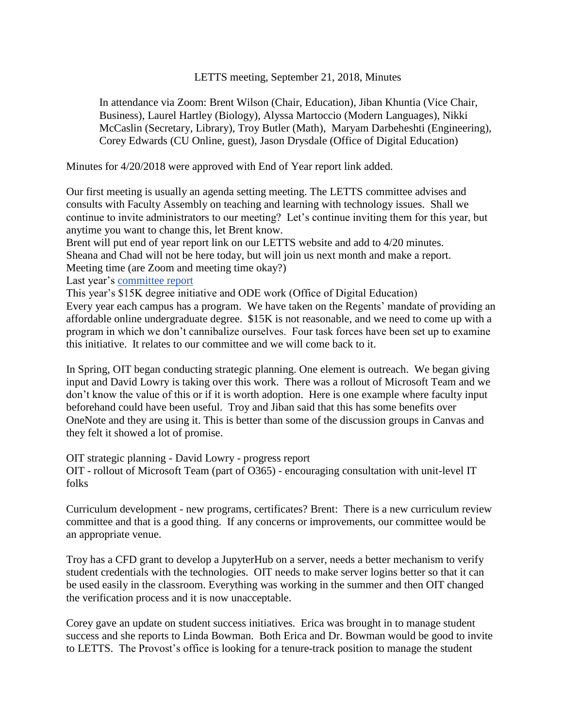LETTS meeting, September 21, 2018, Minutes

In attendance via Zoom: Brent Wilson (Chair, Education), Jiban Khuntia (Vice Chair, Business), Laurel Hartley (Biology), Alyssa Martoccio (Modern Languages), Nikki McCaslin (Secretary, Library), Troy Butler (Math), Maryam Darbeheshti (Engineering), Corey Edwards (CU Online, guest), Jason Drysdale (Office of Digital Education)

Minutes for 4/20/2018 were approved with End of Year report link added.

Our first meeting is usually an agenda setting meeting. The LETTS committee advises and consults with Faculty Assembly on teaching and learning with technology issues. Shall we continue to invite administrators to our meeting? Let's continue inviting them for this year, but anytime you want to change this, let Brent know.
Brent will put end of year report link on our LETTS website and add to 4/20 minutes.
Sheana and Chad will not be here today, but will join us next month and make a report.
Meeting time (are Zoom and meeting time okay?)
Last year's committee report
This year's $15K degree initiative and ODE work (Office of Digital Education)
Every year each campus has a program. We have taken on the Regents' mandate of providing an affordable online undergraduate degree. $15K is not reasonable, and we need to come up with a program in which we don't cannibalize ourselves. Four task forces have been set up to examine this initiative. It relates to our committee and we will come back to it.

In Spring, OIT began conducting strategic planning. One element is outreach. We began giving input and David Lowry is taking over this work. There was a rollout of Microsoft Team and we don't know the value of this or if it is worth adoption. Here is one example where faculty input beforehand could have been useful. Troy and Jiban said that this has some benefits over OneNote and they are using it. This is better than some of the discussion groups in Canvas and they felt it showed a lot of promise.

OIT strategic planning - David Lowry - progress report
OIT - rollout of Microsoft Team (part of O365) - encouraging consultation with unit-level IT folks

Curriculum development - new programs, certificates? Brent: There is a new curriculum review committee and that is a good thing. If any concerns or improvements, our committee would be an appropriate venue.

Troy has a CFD grant to develop a JupyterHub on a server, needs a better mechanism to verify student credentials with the technologies. OIT needs to make server logins better so that it can be used easily in the classroom. Everything was working in the summer and then OIT changed the verification process and it is now unacceptable.

Corey gave an update on student success initiatives. Erica was brought in to manage student success and she reports to Linda Bowman. Both Erica and Dr. Bowman would be good to invite to LETTS. The Provost's office is looking for a tenure-track position to manage the student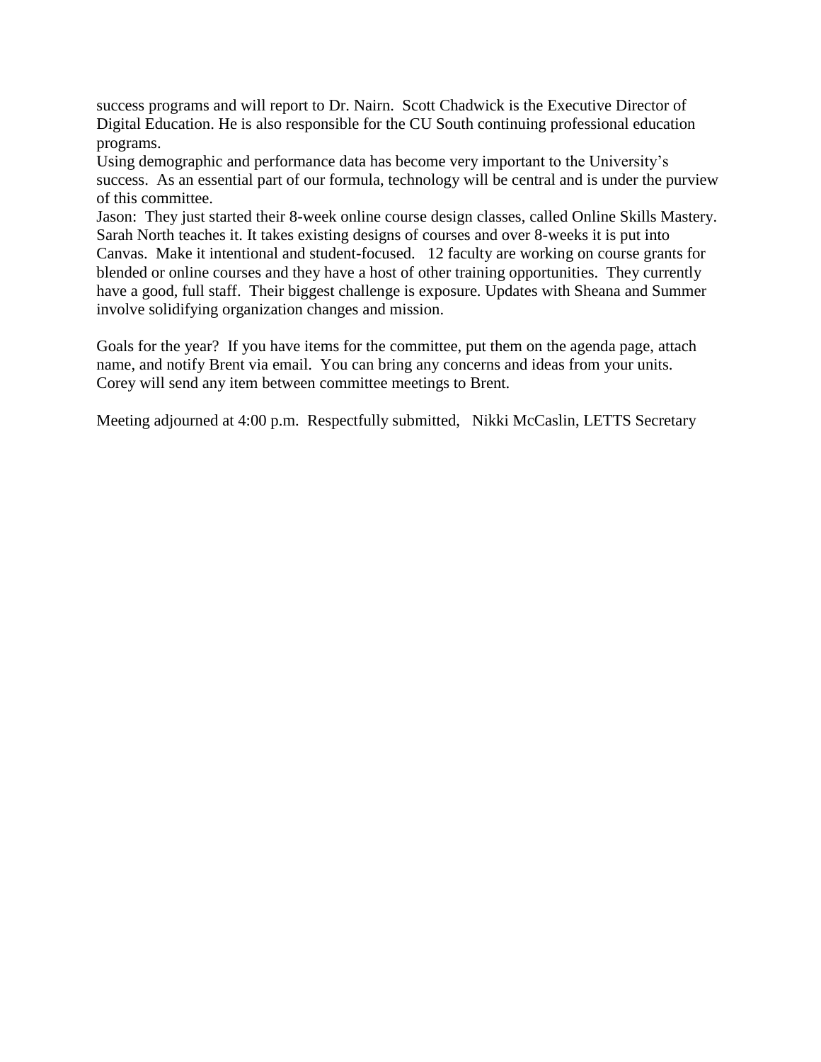success programs and will report to Dr. Nairn. Scott Chadwick is the Executive Director of Digital Education. He is also responsible for the CU South continuing professional education programs.

Using demographic and performance data has become very important to the University's success. As an essential part of our formula, technology will be central and is under the purview of this committee.

Jason: They just started their 8-week online course design classes, called Online Skills Mastery. Sarah North teaches it. It takes existing designs of courses and over 8-weeks it is put into Canvas. Make it intentional and student-focused. 12 faculty are working on course grants for blended or online courses and they have a host of other training opportunities. They currently have a good, full staff. Their biggest challenge is exposure. Updates with Sheana and Summer involve solidifying organization changes and mission.

Goals for the year? If you have items for the committee, put them on the agenda page, attach name, and notify Brent via email. You can bring any concerns and ideas from your units. Corey will send any item between committee meetings to Brent.

Meeting adjourned at 4:00 p.m. Respectfully submitted, Nikki McCaslin, LETTS Secretary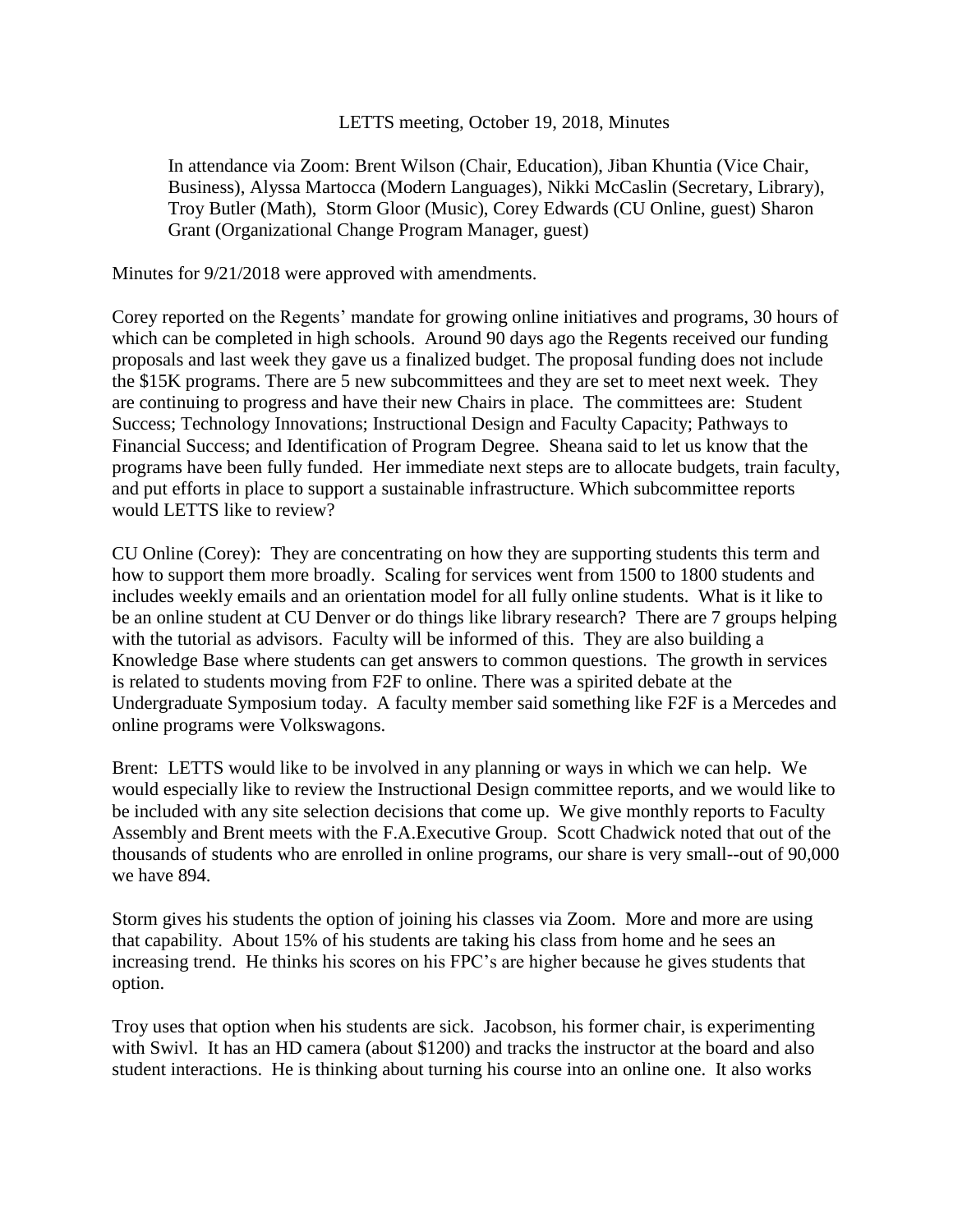LETTS meeting, October 19, 2018, Minutes

In attendance via Zoom: Brent Wilson (Chair, Education), Jiban Khuntia (Vice Chair, Business), Alyssa Martocca (Modern Languages), Nikki McCaslin (Secretary, Library), Troy Butler (Math), Storm Gloor (Music), Corey Edwards (CU Online, guest) Sharon Grant (Organizational Change Program Manager, guest)

Minutes for 9/21/2018 were approved with amendments.

Corey reported on the Regents' mandate for growing online initiatives and programs, 30 hours of which can be completed in high schools. Around 90 days ago the Regents received our funding proposals and last week they gave us a finalized budget. The proposal funding does not include the $15K programs. There are 5 new subcommittees and they are set to meet next week. They are continuing to progress and have their new Chairs in place. The committees are: Student Success; Technology Innovations; Instructional Design and Faculty Capacity; Pathways to Financial Success; and Identification of Program Degree. Sheana said to let us know that the programs have been fully funded. Her immediate next steps are to allocate budgets, train faculty, and put efforts in place to support a sustainable infrastructure. Which subcommittee reports would LETTS like to review?

CU Online (Corey): They are concentrating on how they are supporting students this term and how to support them more broadly. Scaling for services went from 1500 to 1800 students and includes weekly emails and an orientation model for all fully online students. What is it like to be an online student at CU Denver or do things like library research? There are 7 groups helping with the tutorial as advisors. Faculty will be informed of this. They are also building a Knowledge Base where students can get answers to common questions. The growth in services is related to students moving from F2F to online. There was a spirited debate at the Undergraduate Symposium today. A faculty member said something like F2F is a Mercedes and online programs were Volkswagons.

Brent: LETTS would like to be involved in any planning or ways in which we can help. We would especially like to review the Instructional Design committee reports, and we would like to be included with any site selection decisions that come up. We give monthly reports to Faculty Assembly and Brent meets with the F.A.Executive Group. Scott Chadwick noted that out of the thousands of students who are enrolled in online programs, our share is very small--out of 90,000 we have 894.

Storm gives his students the option of joining his classes via Zoom. More and more are using that capability. About 15% of his students are taking his class from home and he sees an increasing trend. He thinks his scores on his FPC's are higher because he gives students that option.

Troy uses that option when his students are sick. Jacobson, his former chair, is experimenting with Swivl. It has an HD camera (about $1200) and tracks the instructor at the board and also student interactions. He is thinking about turning his course into an online one. It also works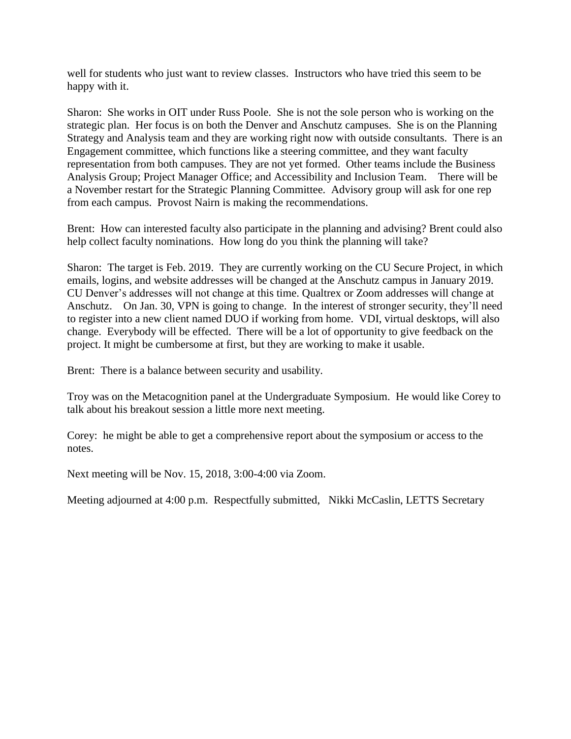well for students who just want to review classes. Instructors who have tried this seem to be happy with it.

Sharon: She works in OIT under Russ Poole. She is not the sole person who is working on the strategic plan. Her focus is on both the Denver and Anschutz campuses. She is on the Planning Strategy and Analysis team and they are working right now with outside consultants. There is an Engagement committee, which functions like a steering committee, and they want faculty representation from both campuses. They are not yet formed. Other teams include the Business Analysis Group; Project Manager Office; and Accessibility and Inclusion Team. There will be a November restart for the Strategic Planning Committee. Advisory group will ask for one rep from each campus. Provost Nairn is making the recommendations.

Brent: How can interested faculty also participate in the planning and advising? Brent could also help collect faculty nominations. How long do you think the planning will take?

Sharon: The target is Feb. 2019. They are currently working on the CU Secure Project, in which emails, logins, and website addresses will be changed at the Anschutz campus in January 2019. CU Denver's addresses will not change at this time. Qualtrex or Zoom addresses will change at Anschutz. On Jan. 30, VPN is going to change. In the interest of stronger security, they'll need to register into a new client named DUO if working from home. VDI, virtual desktops, will also change. Everybody will be effected. There will be a lot of opportunity to give feedback on the project. It might be cumbersome at first, but they are working to make it usable.

Brent: There is a balance between security and usability.

Troy was on the Metacognition panel at the Undergraduate Symposium. He would like Corey to talk about his breakout session a little more next meeting.

Corey: he might be able to get a comprehensive report about the symposium or access to the notes.

Next meeting will be Nov. 15, 2018, 3:00-4:00 via Zoom.

Meeting adjourned at 4:00 p.m. Respectfully submitted, Nikki McCaslin, LETTS Secretary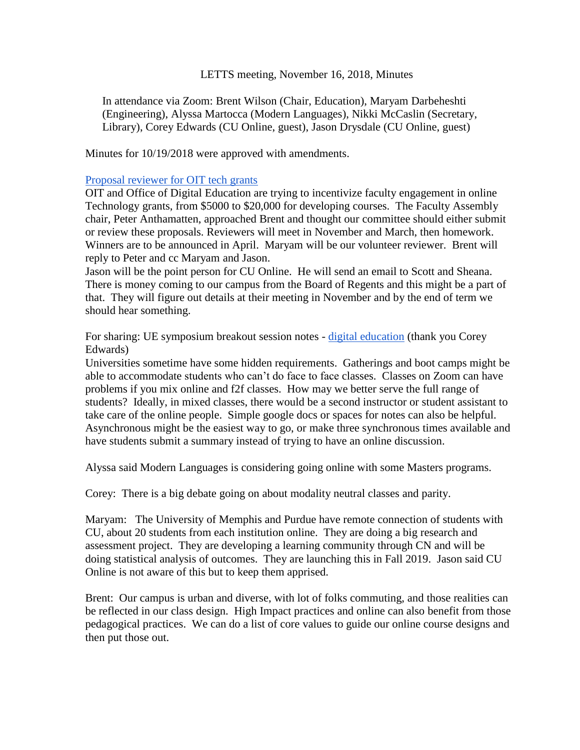LETTS meeting, November 16, 2018, Minutes

In attendance via Zoom: Brent Wilson (Chair, Education), Maryam Darbeheshti (Engineering), Alyssa Martocca (Modern Languages), Nikki McCaslin (Secretary, Library), Corey Edwards (CU Online, guest), Jason Drysdale (CU Online, guest)

Minutes for 10/19/2018 were approved with amendments.

Proposal reviewer for OIT tech grants

OIT and Office of Digital Education are trying to incentivize faculty engagement in online Technology grants, from $5000 to $20,000 for developing courses. The Faculty Assembly chair, Peter Anthamatten, approached Brent and thought our committee should either submit or review these proposals. Reviewers will meet in November and March, then homework. Winners are to be announced in April. Maryam will be our volunteer reviewer. Brent will reply to Peter and cc Maryam and Jason.

Jason will be the point person for CU Online. He will send an email to Scott and Sheana. There is money coming to our campus from the Board of Regents and this might be a part of that. They will figure out details at their meeting in November and by the end of term we should hear something.

For sharing: UE symposium breakout session notes - digital education (thank you Corey Edwards)

Universities sometime have some hidden requirements. Gatherings and boot camps might be able to accommodate students who can't do face to face classes. Classes on Zoom can have problems if you mix online and f2f classes. How may we better serve the full range of students? Ideally, in mixed classes, there would be a second instructor or student assistant to take care of the online people. Simple google docs or spaces for notes can also be helpful. Asynchronous might be the easiest way to go, or make three synchronous times available and have students submit a summary instead of trying to have an online discussion.

Alyssa said Modern Languages is considering going online with some Masters programs.

Corey: There is a big debate going on about modality neutral classes and parity.

Maryam: The University of Memphis and Purdue have remote connection of students with CU, about 20 students from each institution online. They are doing a big research and assessment project. They are developing a learning community through CN and will be doing statistical analysis of outcomes. They are launching this in Fall 2019. Jason said CU Online is not aware of this but to keep them apprised.

Brent: Our campus is urban and diverse, with lot of folks commuting, and those realities can be reflected in our class design. High Impact practices and online can also benefit from those pedagogical practices. We can do a list of core values to guide our online course designs and then put those out.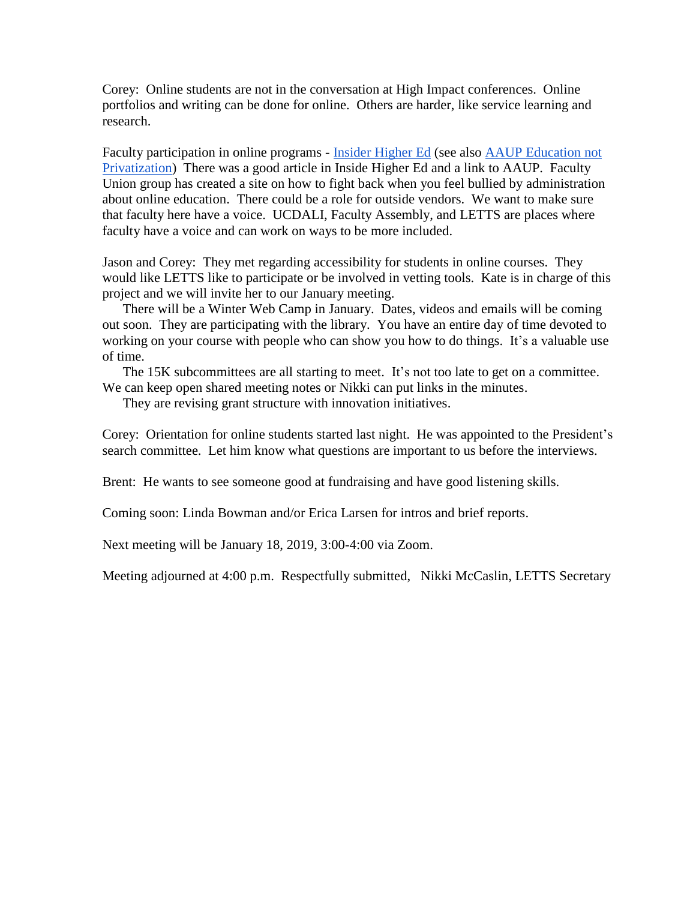Corey: Online students are not in the conversation at High Impact conferences. Online portfolios and writing can be done for online. Others are harder, like service learning and research.

Faculty participation in online programs - Insider Higher Ed (see also AAUP Education not Privatization) There was a good article in Inside Higher Ed and a link to AAUP. Faculty Union group has created a site on how to fight back when you feel bullied by administration about online education. There could be a role for outside vendors. We want to make sure that faculty here have a voice. UCDALI, Faculty Assembly, and LETTS are places where faculty have a voice and can work on ways to be more included.

Jason and Corey: They met regarding accessibility for students in online courses. They would like LETTS like to participate or be involved in vetting tools. Kate is in charge of this project and we will invite her to our January meeting.

There will be a Winter Web Camp in January. Dates, videos and emails will be coming out soon. They are participating with the library. You have an entire day of time devoted to working on your course with people who can show you how to do things. It's a valuable use of time.

The 15K subcommittees are all starting to meet. It's not too late to get on a committee. We can keep open shared meeting notes or Nikki can put links in the minutes.

They are revising grant structure with innovation initiatives.

Corey: Orientation for online students started last night. He was appointed to the President's search committee. Let him know what questions are important to us before the interviews.

Brent: He wants to see someone good at fundraising and have good listening skills.

Coming soon: Linda Bowman and/or Erica Larsen for intros and brief reports.

Next meeting will be January 18, 2019, 3:00-4:00 via Zoom.

Meeting adjourned at 4:00 p.m. Respectfully submitted, Nikki McCaslin, LETTS Secretary